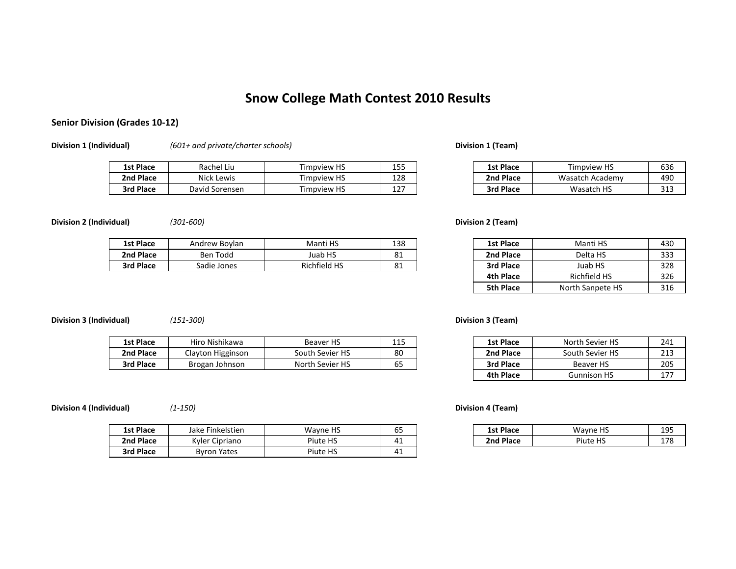# Snow College Math Contest 2010 Results

## Senior Division (Grades 10-12)

**Division 1 (Individual)** *(601+ and private/charter schools)*

| | | | |
|---|---|---|---|
| **1st Place** | Rachel Liu | Timpview HS | 155 |
| **2nd Place** | Nick Lewis | Timpview HS | 128 |
| **3rd Place** | David Sorensen | Timpview HS | 127 |

**Division 1 (Team)**

| | | |
|---|---|---|
| **1st Place** | Timpview HS | 636 |
| **2nd Place** | Wasatch Academy | 490 |
| **3rd Place** | Wasatch HS | 313 |

**Division 2 (Individual)** *(301-600)*

| | | | |
|---|---|---|---|
| **1st Place** | Andrew Boylan | Manti HS | 138 |
| **2nd Place** | Ben Todd | Juab HS | 81 |
| **3rd Place** | Sadie Jones | Richfield HS | 81 |

**Division 2 (Team)**

| | | |
|---|---|---|
| **1st Place** | Manti HS | 430 |
| **2nd Place** | Delta HS | 333 |
| **3rd Place** | Juab HS | 328 |
| **4th Place** | Richfield HS | 326 |
| **5th Place** | North Sanpete HS | 316 |

**Division 3 (Individual)** *(151-300)*

| | | | |
|---|---|---|---|
| **1st Place** | Hiro Nishikawa | Beaver HS | 115 |
| **2nd Place** | Clayton Higginson | South Sevier HS | 80 |
| **3rd Place** | Brogan Johnson | North Sevier HS | 65 |

**Division 3 (Team)**

| | | |
|---|---|---|
| **1st Place** | North Sevier HS | 241 |
| **2nd Place** | South Sevier HS | 213 |
| **3rd Place** | Beaver HS | 205 |
| **4th Place** | Gunnison HS | 177 |

**Division 4 (Individual)** *(1-150)*

| | | | |
|---|---|---|---|
| **1st Place** | Jake Finkelstien | Wayne HS | 65 |
| **2nd Place** | Kyler Cipriano | Piute HS | 41 |
| **3rd Place** | Byron Yates | Piute HS | 41 |

**Division 4 (Team)**

| | | |
|---|---|---|
| **1st Place** | Wayne HS | 195 |
| **2nd Place** | Piute HS | 178 |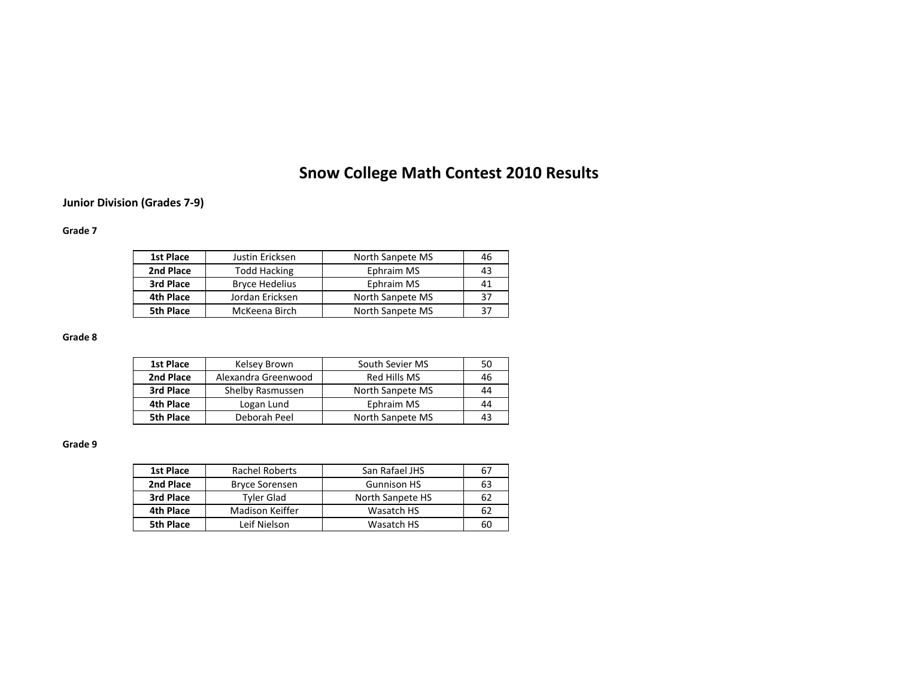# Snow College Math Contest 2010 Results

## Junior Division (Grades 7-9)

### Grade 7

| | | | |
|---|---|---|---|
| **1st Place** | Justin Ericksen | North Sanpete MS | 46 |
| **2nd Place** | Todd Hacking | Ephraim MS | 43 |
| **3rd Place** | Bryce Hedelius | Ephraim MS | 41 |
| **4th Place** | Jordan Ericksen | North Sanpete MS | 37 |
| **5th Place** | McKeena Birch | North Sanpete MS | 37 |

### Grade 8

| | | | |
|---|---|---|---|
| **1st Place** | Kelsey Brown | South Sevier MS | 50 |
| **2nd Place** | Alexandra Greenwood | Red Hills MS | 46 |
| **3rd Place** | Shelby Rasmussen | North Sanpete MS | 44 |
| **4th Place** | Logan Lund | Ephraim MS | 44 |
| **5th Place** | Deborah Peel | North Sanpete MS | 43 |

### Grade 9

| | | | |
|---|---|---|---|
| **1st Place** | Rachel Roberts | San Rafael JHS | 67 |
| **2nd Place** | Bryce Sorensen | Gunnison HS | 63 |
| **3rd Place** | Tyler Glad | North Sanpete HS | 62 |
| **4th Place** | Madison Keiffer | Wasatch HS | 62 |
| **5th Place** | Leif Nielson | Wasatch HS | 60 |